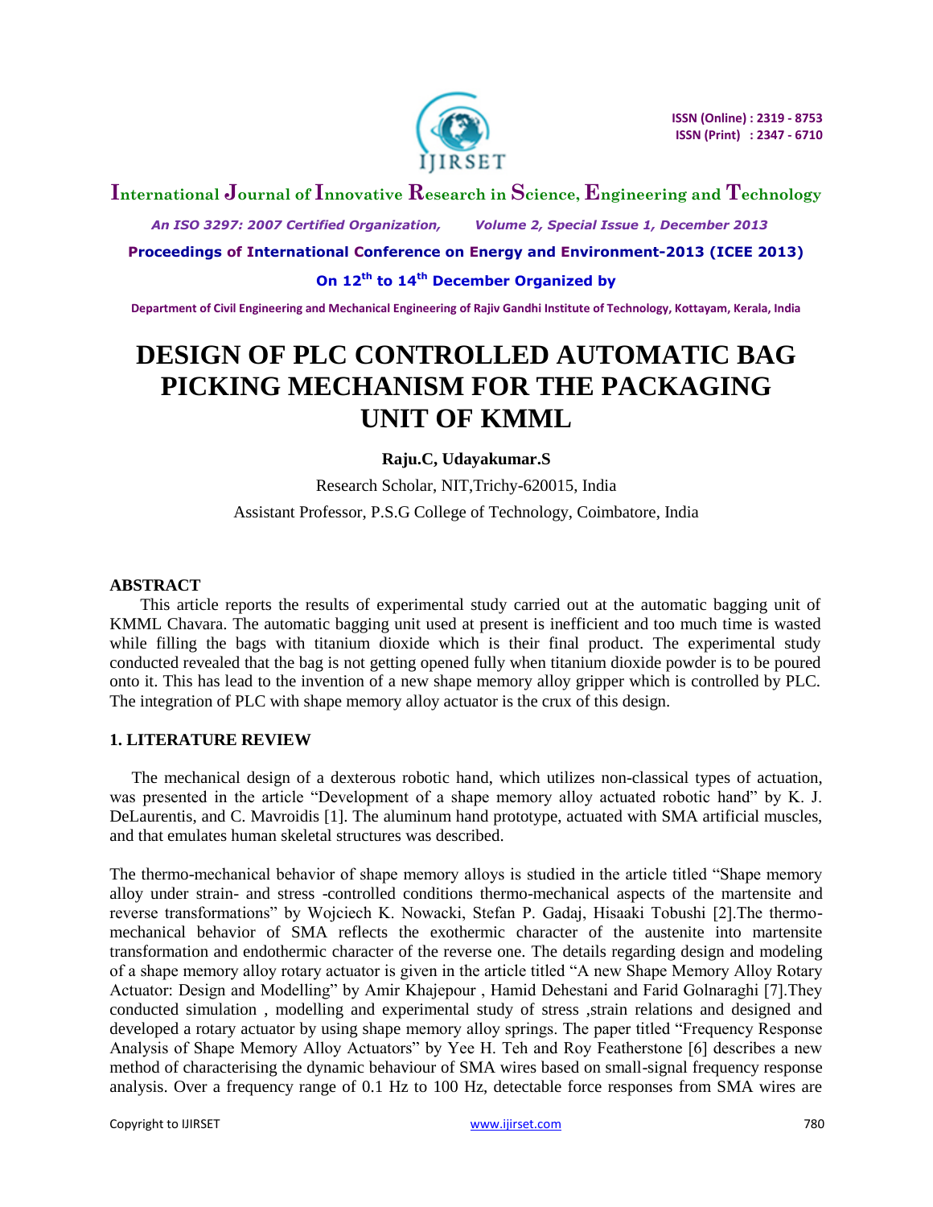# DESIGN OF PLC CONTROLLED AUTOMATIC BAG PICKING MECHANISM FOR THE PACKAGING UNIT OF KMML

**Raju.C, Udayakumar.S**

Research Scholar, NIT,Trichy-620015, India

Assistant Professor, P.S.G College of Technology, Coimbatore, India

## ABSTRACT

This article reports the results of experimental study carried out at the automatic bagging unit of KMML Chavara. The automatic bagging unit used at present is inefficient and too much time is wasted while filling the bags with titanium dioxide which is their final product. The experimental study conducted revealed that the bag is not getting opened fully when titanium dioxide powder is to be poured onto it. This has lead to the invention of a new shape memory alloy gripper which is controlled by PLC. The integration of PLC with shape memory alloy actuator is the crux of this design.

## 1. LITERATURE REVIEW

The mechanical design of a dexterous robotic hand, which utilizes non-classical types of actuation, was presented in the article "Development of a shape memory alloy actuated robotic hand" by K. J. DeLaurentis, and C. Mavroidis [1]. The aluminum hand prototype, actuated with SMA artificial muscles, and that emulates human skeletal structures was described.

The thermo-mechanical behavior of shape memory alloys is studied in the article titled "Shape memory alloy under strain- and stress -controlled conditions thermo-mechanical aspects of the martensite and reverse transformations" by Wojciech K. Nowacki, Stefan P. Gadaj, Hisaaki Tobushi [2].The thermo-mechanical behavior of SMA reflects the exothermic character of the austenite into martensite transformation and endothermic character of the reverse one. The details regarding design and modeling of a shape memory alloy rotary actuator is given in the article titled "A new Shape Memory Alloy Rotary Actuator: Design and Modelling" by Amir Khajepour , Hamid Dehestani and Farid Golnaraghi [7].They conducted simulation , modelling and experimental study of stress ,strain relations and designed and developed a rotary actuator by using shape memory alloy springs. The paper titled "Frequency Response Analysis of Shape Memory Alloy Actuators" by Yee H. Teh and Roy Featherstone [6] describes a new method of characterising the dynamic behaviour of SMA wires based on small-signal frequency response analysis. Over a frequency range of 0.1 Hz to 100 Hz, detectable force responses from SMA wires are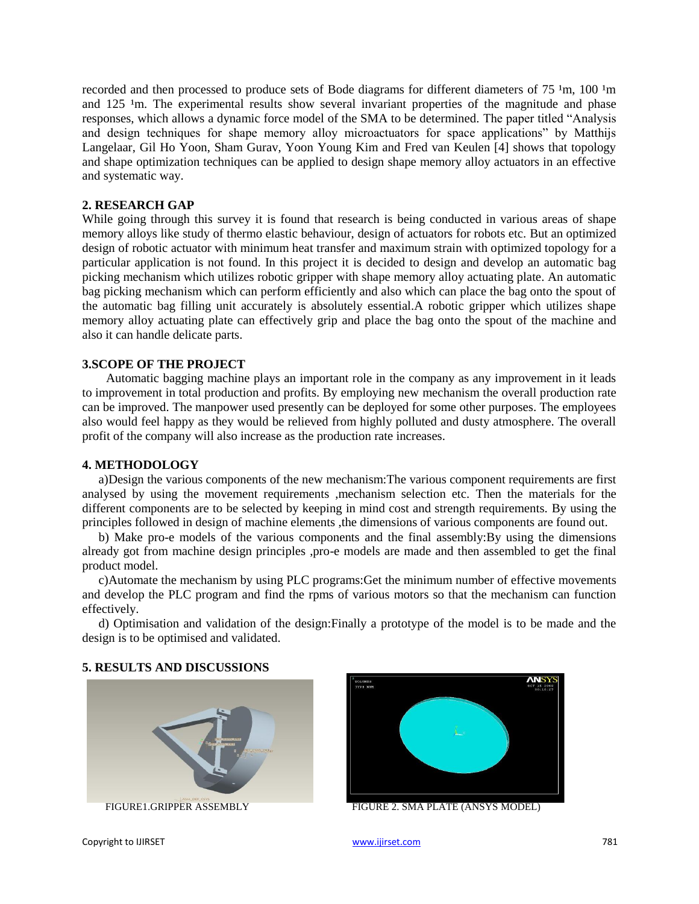recorded and then processed to produce sets of Bode diagrams for different diameters of 75 ¹m, 100 ¹m and 125 ¹m. The experimental results show several invariant properties of the magnitude and phase responses, which allows a dynamic force model of the SMA to be determined. The paper titled "Analysis and design techniques for shape memory alloy microactuators for space applications" by Matthijs Langelaar, Gil Ho Yoon, Sham Gurav, Yoon Young Kim and Fred van Keulen [4] shows that topology and shape optimization techniques can be applied to design shape memory alloy actuators in an effective and systematic way.

## 2. RESEARCH GAP

While going through this survey it is found that research is being conducted in various areas of shape memory alloys like study of thermo elastic behaviour, design of actuators for robots etc. But an optimized design of robotic actuator with minimum heat transfer and maximum strain with optimized topology for a particular application is not found. In this project it is decided to design and develop an automatic bag picking mechanism which utilizes robotic gripper with shape memory alloy actuating plate. An automatic bag picking mechanism which can perform efficiently and also which can place the bag onto the spout of the automatic bag filling unit accurately is absolutely essential.A robotic gripper which utilizes shape memory alloy actuating plate can effectively grip and place the bag onto the spout of the machine and also it can handle delicate parts.

## 3.SCOPE OF THE PROJECT

Automatic bagging machine plays an important role in the company as any improvement in it leads to improvement in total production and profits. By employing new mechanism the overall production rate can be improved. The manpower used presently can be deployed for some other purposes. The employees also would feel happy as they would be relieved from highly polluted and dusty atmosphere. The overall profit of the company will also increase as the production rate increases.

## 4. METHODOLOGY

a)Design the various components of the new mechanism:The various component requirements are first analysed by using the movement requirements ,mechanism selection etc. Then the materials for the different components are to be selected by keeping in mind cost and strength requirements. By using the principles followed in design of machine elements ,the dimensions of various components are found out.

b) Make pro-e models of the various components and the final assembly:By using the dimensions already got from machine design principles ,pro-e models are made and then assembled to get the final product model.

c)Automate the mechanism by using PLC programs:Get the minimum number of effective movements and develop the PLC program and find the rpms of various motors so that the mechanism can function effectively.

d) Optimisation and validation of the design:Finally a prototype of the model is to be made and the design is to be optimised and validated.

## 5. RESULTS AND DISCUSSIONS

FIGURE1.GRIPPER ASSEMBLY

FIGURE 2. SMA PLATE (ANSYS MODEL)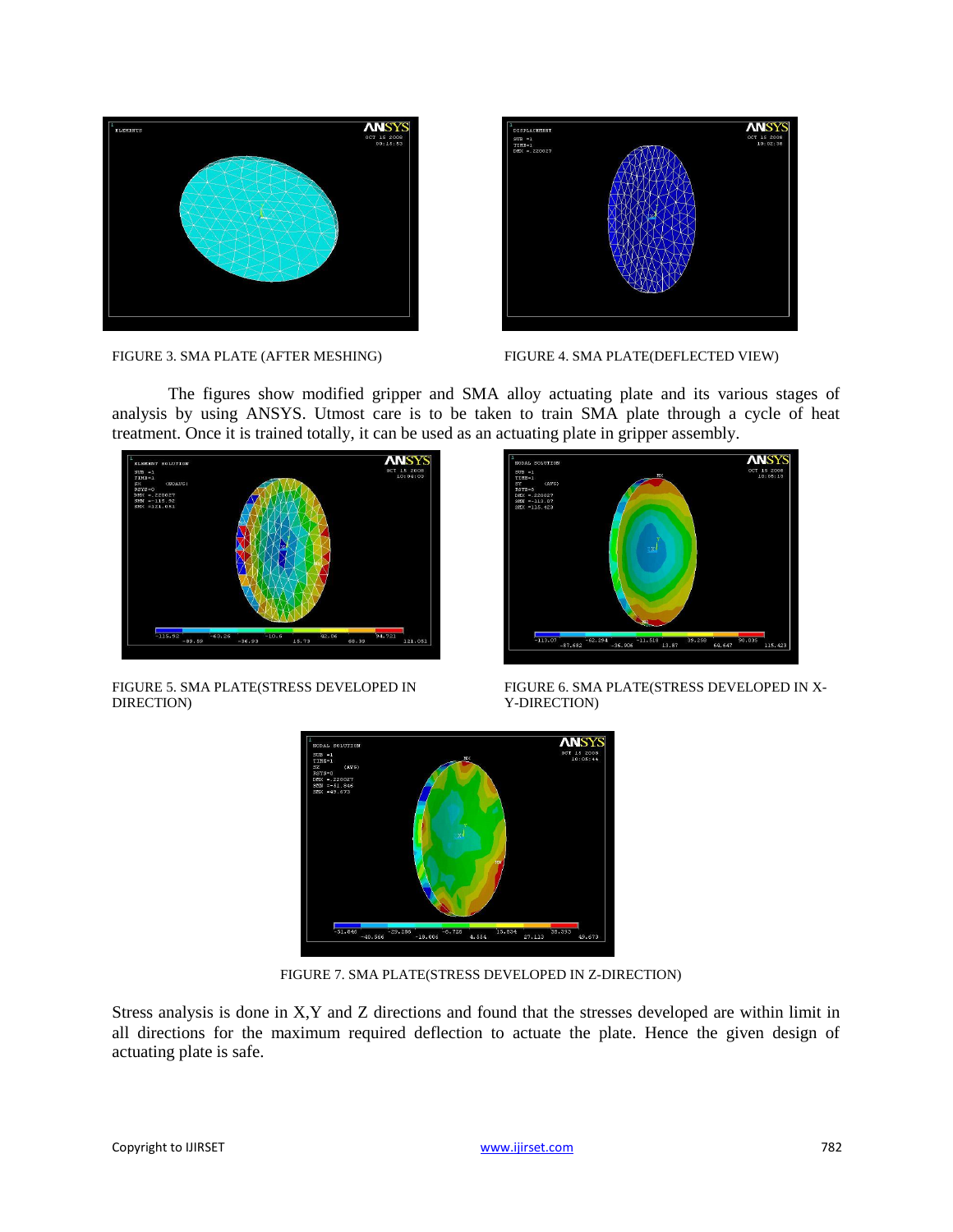FIGURE 3. SMA PLATE (AFTER MESHING)

FIGURE 4. SMA PLATE(DEFLECTED VIEW)

The figures show modified gripper and SMA alloy actuating plate and its various stages of analysis by using ANSYS. Utmost care is to be taken to train SMA plate through a cycle of heat treatment. Once it is trained totally, it can be used as an actuating plate in gripper assembly.

FIGURE 5. SMA PLATE(STRESS DEVELOPED IN DIRECTION)

FIGURE 6. SMA PLATE(STRESS DEVELOPED IN X-Y-DIRECTION)

FIGURE 7. SMA PLATE(STRESS DEVELOPED IN Z-DIRECTION)

Stress analysis is done in X,Y and Z directions and found that the stresses developed are within limit in all directions for the maximum required deflection to actuate the plate. Hence the given design of actuating plate is safe.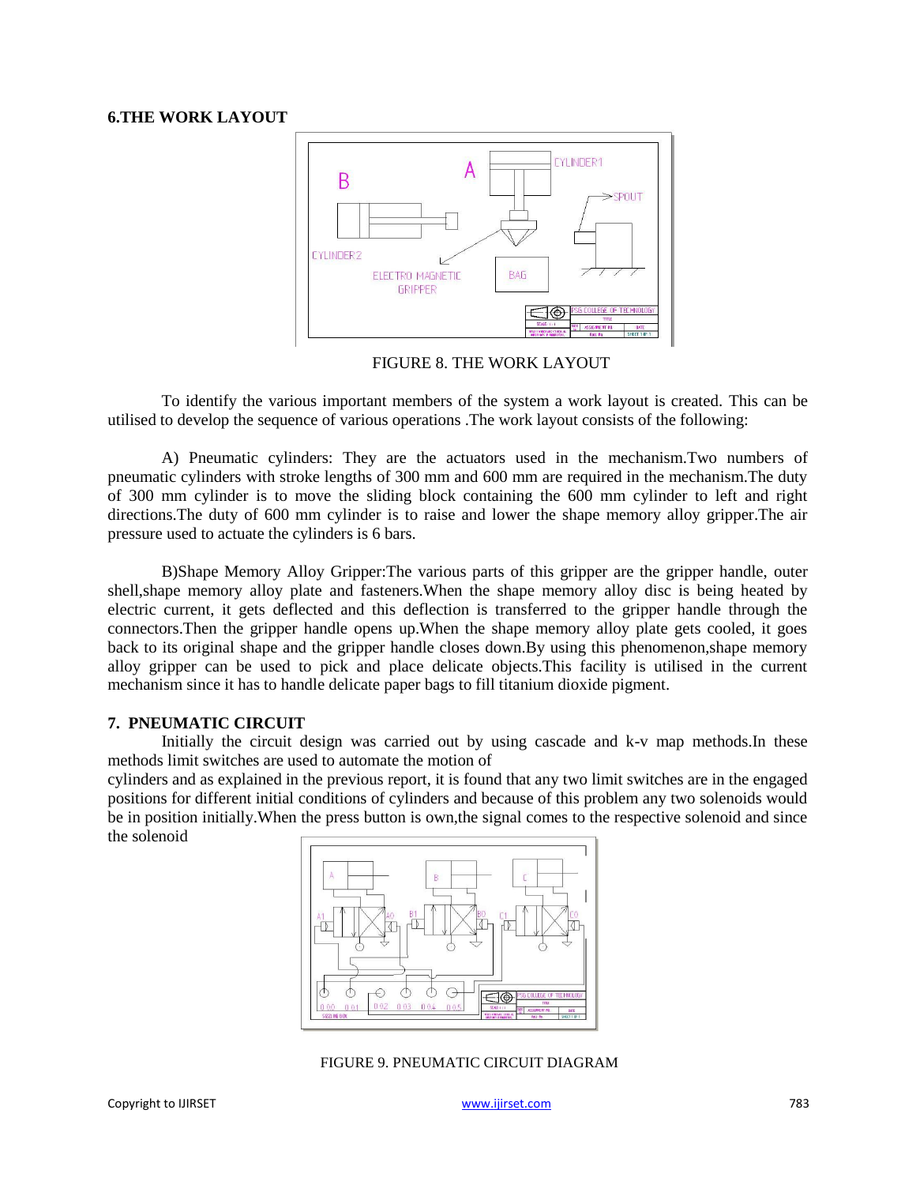## 6.THE WORK LAYOUT

FIGURE 8. THE WORK LAYOUT

To identify the various important members of the system a work layout is created. This can be utilised to develop the sequence of various operations .The work layout consists of the following:

A) Pneumatic cylinders: They are the actuators used in the mechanism.Two numbers of pneumatic cylinders with stroke lengths of 300 mm and 600 mm are required in the mechanism.The duty of 300 mm cylinder is to move the sliding block containing the 600 mm cylinder to left and right directions.The duty of 600 mm cylinder is to raise and lower the shape memory alloy gripper.The air pressure used to actuate the cylinders is 6 bars.

B)Shape Memory Alloy Gripper:The various parts of this gripper are the gripper handle, outer shell,shape memory alloy plate and fasteners.When the shape memory alloy disc is being heated by electric current, it gets deflected and this deflection is transferred to the gripper handle through the connectors.Then the gripper handle opens up.When the shape memory alloy plate gets cooled, it goes back to its original shape and the gripper handle closes down.By using this phenomenon,shape memory alloy gripper can be used to pick and place delicate objects.This facility is utilised in the current mechanism since it has to handle delicate paper bags to fill titanium dioxide pigment.

## 7. PNEUMATIC CIRCUIT

Initially the circuit design was carried out by using cascade and k-v map methods.In these methods limit switches are used to automate the motion of cylinders and as explained in the previous report, it is found that any two limit switches are in the engaged positions for different initial conditions of cylinders and because of this problem any two solenoids would be in position initially.When the press button is own,the signal comes to the respective solenoid and since the solenoid

FIGURE 9. PNEUMATIC CIRCUIT DIAGRAM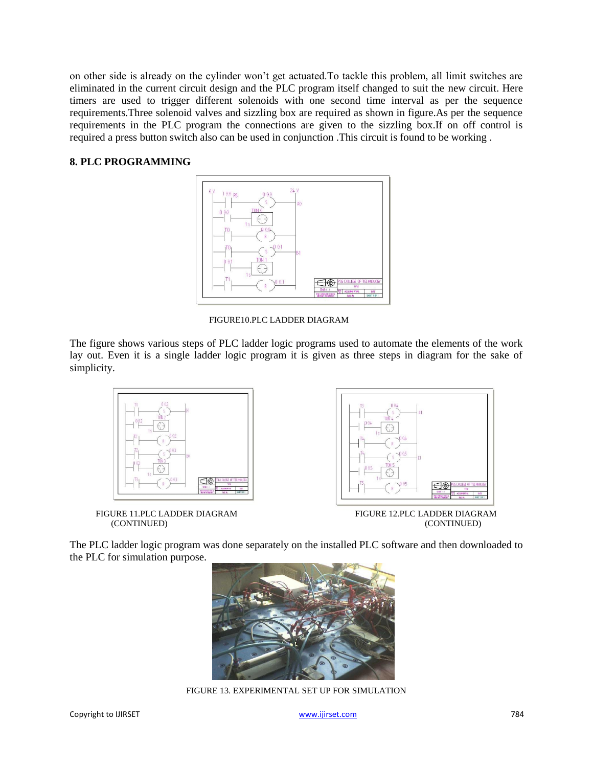on other side is already on the cylinder won't get actuated.To tackle this problem, all limit switches are eliminated in the current circuit design and the PLC program itself changed to suit the new circuit. Here timers are used to trigger different solenoids with one second time interval as per the sequence requirements.Three solenoid valves and sizzling box are required as shown in figure.As per the sequence requirements in the PLC program the connections are given to the sizzling box.If on off control is required a press button switch also can be used in conjunction .This circuit is found to be working .

## 8. PLC PROGRAMMING

FIGURE10.PLC LADDER DIAGRAM

The figure shows various steps of PLC ladder logic programs used to automate the elements of the work lay out. Even it is a single ladder logic program it is given as three steps in diagram for the sake of simplicity.

FIGURE 11.PLC LADDER DIAGRAM (CONTINUED)

FIGURE 12.PLC LADDER DIAGRAM (CONTINUED)

The PLC ladder logic program was done separately on the installed PLC software and then downloaded to the PLC for simulation purpose.

FIGURE 13. EXPERIMENTAL SET UP FOR SIMULATION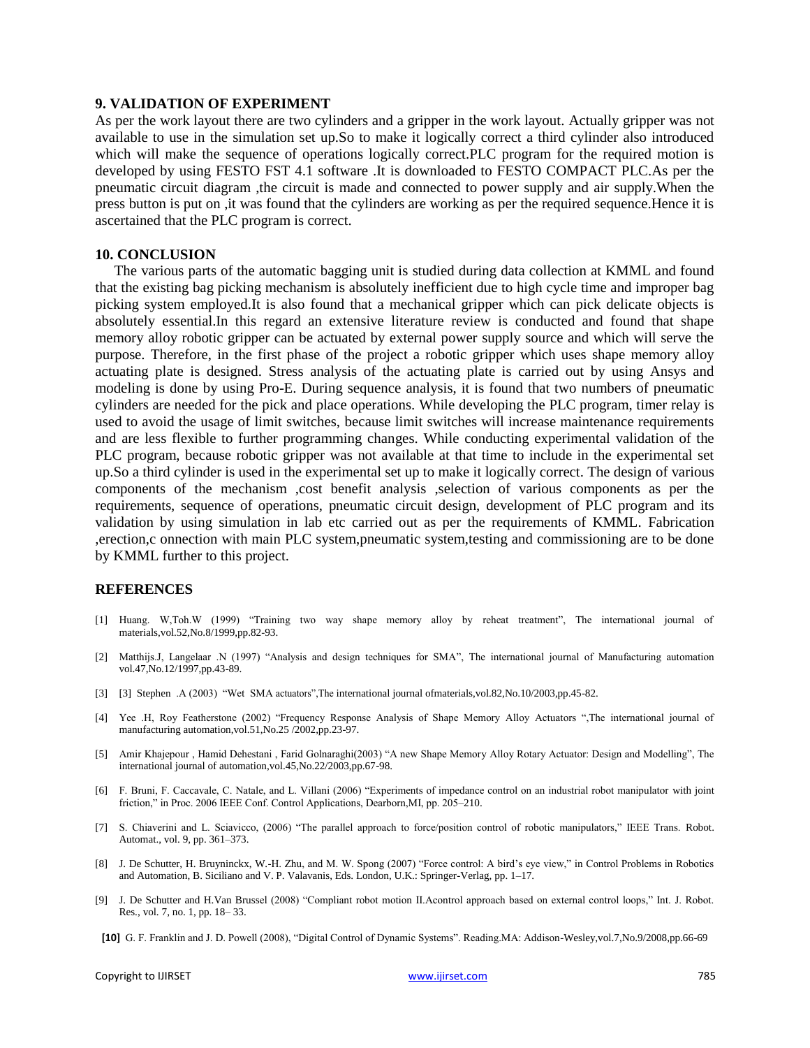## 9. VALIDATION OF EXPERIMENT

As per the work layout there are two cylinders and a gripper in the work layout. Actually gripper was not available to use in the simulation set up.So to make it logically correct a third cylinder also introduced which will make the sequence of operations logically correct.PLC program for the required motion is developed by using FESTO FST 4.1 software .It is downloaded to FESTO COMPACT PLC.As per the pneumatic circuit diagram ,the circuit is made and connected to power supply and air supply.When the press button is put on ,it was found that the cylinders are working as per the required sequence.Hence it is ascertained that the PLC program is correct.

## 10. CONCLUSION

The various parts of the automatic bagging unit is studied during data collection at KMML and found that the existing bag picking mechanism is absolutely inefficient due to high cycle time and improper bag picking system employed.It is also found that a mechanical gripper which can pick delicate objects is absolutely essential.In this regard an extensive literature review is conducted and found that shape memory alloy robotic gripper can be actuated by external power supply source and which will serve the purpose. Therefore, in the first phase of the project a robotic gripper which uses shape memory alloy actuating plate is designed. Stress analysis of the actuating plate is carried out by using Ansys and modeling is done by using Pro-E. During sequence analysis, it is found that two numbers of pneumatic cylinders are needed for the pick and place operations. While developing the PLC program, timer relay is used to avoid the usage of limit switches, because limit switches will increase maintenance requirements and are less flexible to further programming changes. While conducting experimental validation of the PLC program, because robotic gripper was not available at that time to include in the experimental set up.So a third cylinder is used in the experimental set up to make it logically correct. The design of various components of the mechanism ,cost benefit analysis ,selection of various components as per the requirements, sequence of operations, pneumatic circuit design, development of PLC program and its validation by using simulation in lab etc carried out as per the requirements of KMML. Fabrication ,erection,c onnection with main PLC system,pneumatic system,testing and commissioning are to be done by KMML further to this project.

## REFERENCES

[1] Huang. W,Toh.W (1999) "Training two way shape memory alloy by reheat treatment", The international journal of materials,vol.52,No.8/1999,pp.82-93.

[2] Matthijs.J, Langelaar .N (1997) "Analysis and design techniques for SMA", The international journal of Manufacturing automation vol.47,No.12/1997,pp.43-89.

[3] [3] Stephen .A (2003) "Wet SMA actuators",The international journal ofmaterials,vol.82,No.10/2003,pp.45-82.

[4] Yee .H, Roy Featherstone (2002) "Frequency Response Analysis of Shape Memory Alloy Actuators ",The international journal of manufacturing automation,vol.51,No.25 /2002,pp.23-97.

[5] Amir Khajepour , Hamid Dehestani , Farid Golnaraghi(2003) "A new Shape Memory Alloy Rotary Actuator: Design and Modelling", The international journal of automation,vol.45,No.22/2003,pp.67-98.

[6] F. Bruni, F. Caccavale, C. Natale, and L. Villani (2006) "Experiments of impedance control on an industrial robot manipulator with joint friction," in Proc. 2006 IEEE Conf. Control Applications, Dearborn,MI, pp. 205–210.

[7] S. Chiaverini and L. Sciavicco, (2006) "The parallel approach to force/position control of robotic manipulators," IEEE Trans. Robot. Automat., vol. 9, pp. 361–373.

[8] J. De Schutter, H. Bruyninckx, W.-H. Zhu, and M. W. Spong (2007) "Force control: A bird's eye view," in Control Problems in Robotics and Automation, B. Siciliano and V. P. Valavanis, Eds. London, U.K.: Springer-Verlag, pp. 1–17.

[9] J. De Schutter and H.Van Brussel (2008) "Compliant robot motion II.Acontrol approach based on external control loops," Int. J. Robot. Res., vol. 7, no. 1, pp. 18– 33.

**[10]** G. F. Franklin and J. D. Powell (2008), "Digital Control of Dynamic Systems". Reading.MA: Addison-Wesley,vol.7,No.9/2008,pp.66-69